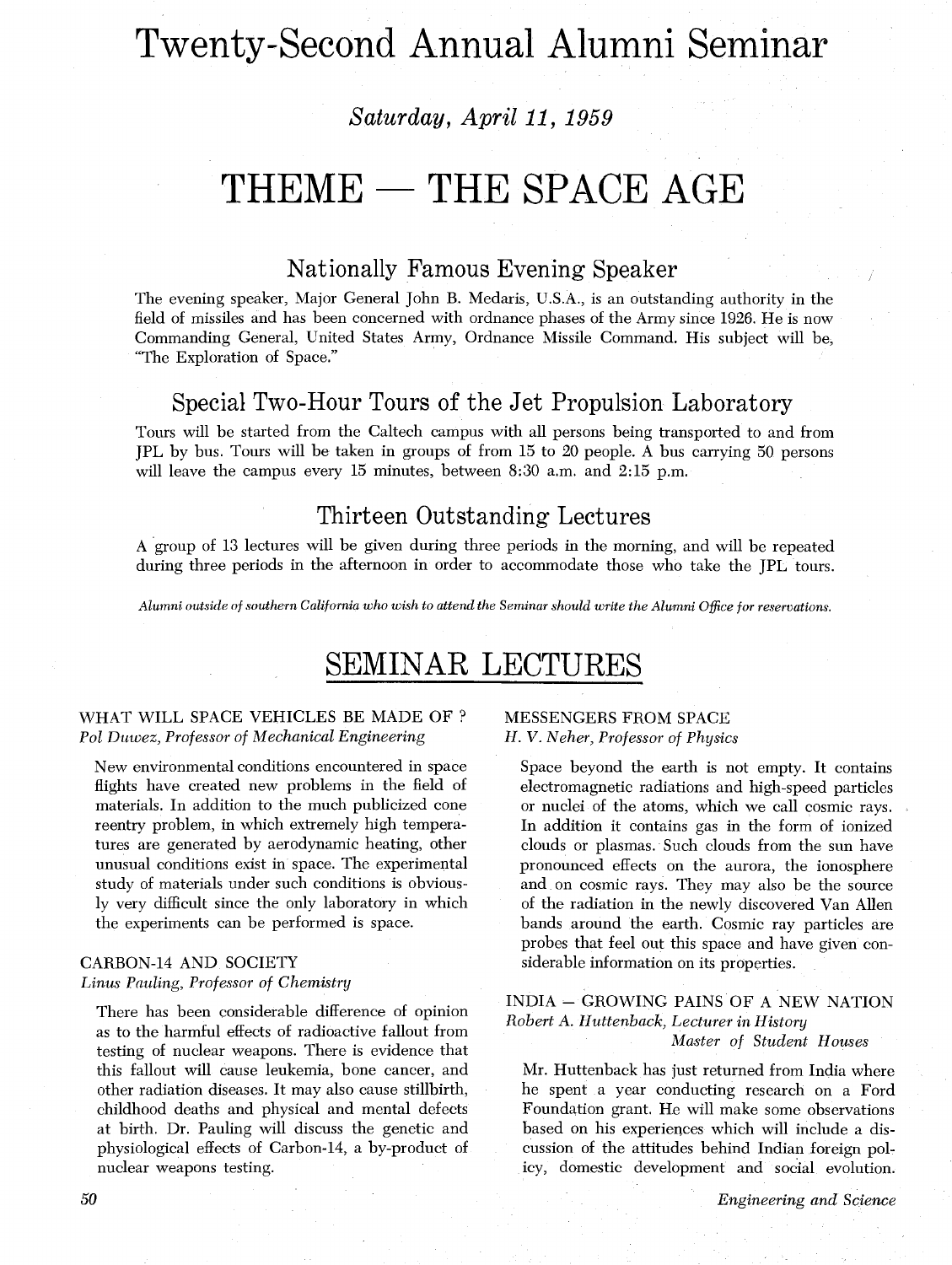# Twenty-Second Annual Alumni Seminar

*Saturday, April 11, 1959*

# THEME — THE SPACE AGE

## Nationally Famous Evening Speaker

The evening speaker, Major General John B. Medaris, U.S.A., is an outstanding authority in the field of missiles and has been concerned with ordnance phases of the Army since 1926. He is now Commanding General, United States Army, Ordnance Missile Command. His subject will be, "The Exploration of Space."

## Special Two-Hour Tours of the Jet Propulsion Laboratory

Tours will be started from the Caltech campus with all persons being transported to and from JPL by bus. Tours will be taken in groups of from 15 to 20 people. A bus carrying 50 persons will leave the campus every 15 minutes, between 8:30 a.m. and 2:15 p.m.

## Thirteen Outstanding Lectures

A group of 13 lectures will be given during three periods in the morning, and will be repeated during three periods in the afternoon in order to accommodate those who take the JPL tours.

*Alumni outside of southern California who wish to attend the Seminar should write the Alumni Office for reservations.*

# SEMINAR LECTURES

### WHAT WILL SPACE VEHICLES BE MADE OF ?
*Pol Duwez, Professor of Mechanical Engineering*

New environmental conditions encountered in space flights have created new problems in the field of materials. In addition to the much publicized cone reentry problem, in which extremely high temperatures are generated by aerodynamic heating, other unusual conditions exist in space. The experimental study of materials under such conditions is obviously very difficult since the only laboratory in which the experiments can be performed is space.

### CARBON-14 AND SOCIETY
*Linus Pauling, Professor of Chemistry*

There has been considerable difference of opinion as to the harmful effects of radioactive fallout from testing of nuclear weapons. There is evidence that this fallout will cause leukemia, bone cancer, and other radiation diseases. It may also cause stillbirth, childhood deaths and physical and mental defects at birth. Dr. Pauling will discuss the genetic and physiological effects of Carbon-14, a by-product of nuclear weapons testing.

### MESSENGERS FROM SPACE
*H. V. Neher, Professor of Physics*

Space beyond the earth is not empty. It contains electromagnetic radiations and high-speed particles or nuclei of the atoms, which we call cosmic rays. In addition it contains gas in the form of ionized clouds or plasmas. Such clouds from the sun have pronounced effects on the aurora, the ionosphere and on cosmic rays. They may also be the source of the radiation in the newly discovered Van Allen bands around the earth. Cosmic ray particles are probes that feel out this space and have given considerable information on its properties.

### INDIA — GROWING PAINS OF A NEW NATION
*Robert A. Huttenback, Lecturer in History*
*Master of Student Houses*

Mr. Huttenback has just returned from India where he spent a year conducting research on a Ford Foundation grant. He will make some observations based on his experiences which will include a discussion of the attitudes behind Indian foreign policy, domestic development and social evolution.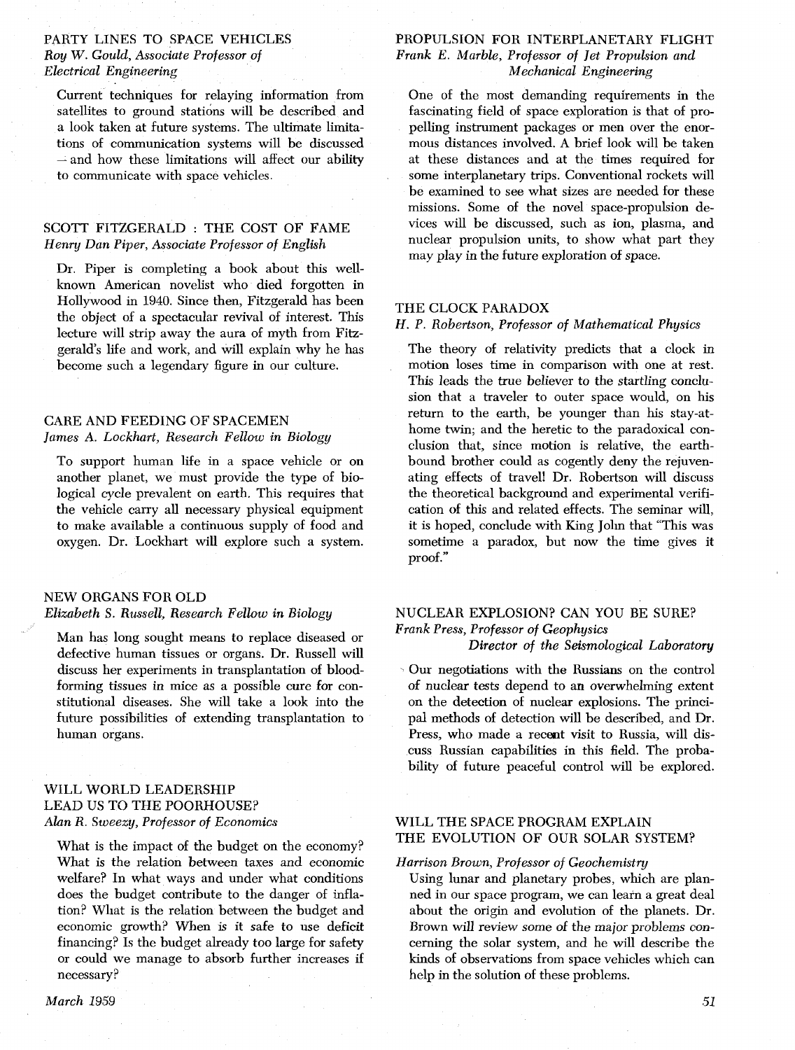## PARTY LINES TO SPACE VEHICLES

*Roy W. Gould, Associate Professor of Electrical Engineering*

Current techniques for relaying information from satellites to ground stations will be described and a look taken at future systems. The ultimate limitations of communication systems will be discussed – and how these limitations will affect our ability to communicate with space vehicles.

## SCOTT FITZGERALD : THE COST OF FAME

*Henry Dan Piper, Associate Professor of English*

Dr. Piper is completing a book about this well-known American novelist who died forgotten in Hollywood in 1940. Since then, Fitzgerald has been the object of a spectacular revival of interest. This lecture will strip away the aura of myth from Fitzgerald's life and work, and will explain why he has become such a legendary figure in our culture.

## CARE AND FEEDING OF SPACEMEN

*James A. Lockhart, Research Fellow in Biology*

To support human life in a space vehicle or on another planet, we must provide the type of biological cycle prevalent on earth. This requires that the vehicle carry all necessary physical equipment to make available a continuous supply of food and oxygen. Dr. Lockhart will explore such a system.

## NEW ORGANS FOR OLD

*Elizabeth S. Russell, Research Fellow in Biology*

Man has long sought means to replace diseased or defective human tissues or organs. Dr. Russell will discuss her experiments in transplantation of blood-forming tissues in mice as a possible cure for constitutional diseases. She will take a look into the future possibilities of extending transplantation to human organs.

## WILL WORLD LEADERSHIP LEAD US TO THE POORHOUSE?

*Alan R. Sweezy, Professor of Economics*

What is the impact of the budget on the economy? What is the relation between taxes and economic welfare? In what ways and under what conditions does the budget contribute to the danger of inflation? What is the relation between the budget and economic growth? When is it safe to use deficit financing? Is the budget already too large for safety or could we manage to absorb further increases if necessary?

## PROPULSION FOR INTERPLANETARY FLIGHT

*Frank E. Marble, Professor of Jet Propulsion and Mechanical Engineering*

One of the most demanding requirements in the fascinating field of space exploration is that of propelling instrument packages or men over the enormous distances involved. A brief look will be taken at these distances and at the times required for some interplanetary trips. Conventional rockets will be examined to see what sizes are needed for these missions. Some of the novel space-propulsion devices will be discussed, such as ion, plasma, and nuclear propulsion units, to show what part they may play in the future exploration of space.

## THE CLOCK PARADOX

*H. P. Robertson, Professor of Mathematical Physics*

The theory of relativity predicts that a clock in motion loses time in comparison with one at rest. This leads the true believer to the startling conclusion that a traveler to outer space would, on his return to the earth, be younger than his stay-at-home twin; and the heretic to the paradoxical conclusion that, since motion is relative, the earth-bound brother could as cogently deny the rejuvenating effects of travel! Dr. Robertson will discuss the theoretical background and experimental verification of this and related effects. The seminar will, it is hoped, conclude with King John that "This was sometime a paradox, but now the time gives it proof."

## NUCLEAR EXPLOSION? CAN YOU BE SURE?

*Frank Press, Professor of Geophysics*
*Director of the Seismological Laboratory*

Our negotiations with the Russians on the control of nuclear tests depend to an overwhelming extent on the detection of nuclear explosions. The principal methods of detection will be described, and Dr. Press, who made a recent visit to Russia, will discuss Russian capabilities in this field. The probability of future peaceful control will be explored.

## WILL THE SPACE PROGRAM EXPLAIN THE EVOLUTION OF OUR SOLAR SYSTEM?

*Harrison Brown, Professor of Geochemistry*

Using lunar and planetary probes, which are planned in our space program, we can learn a great deal about the origin and evolution of the planets. Dr. Brown will review some of the major problems concerning the solar system, and he will describe the kinds of observations from space vehicles which can help in the solution of these problems.